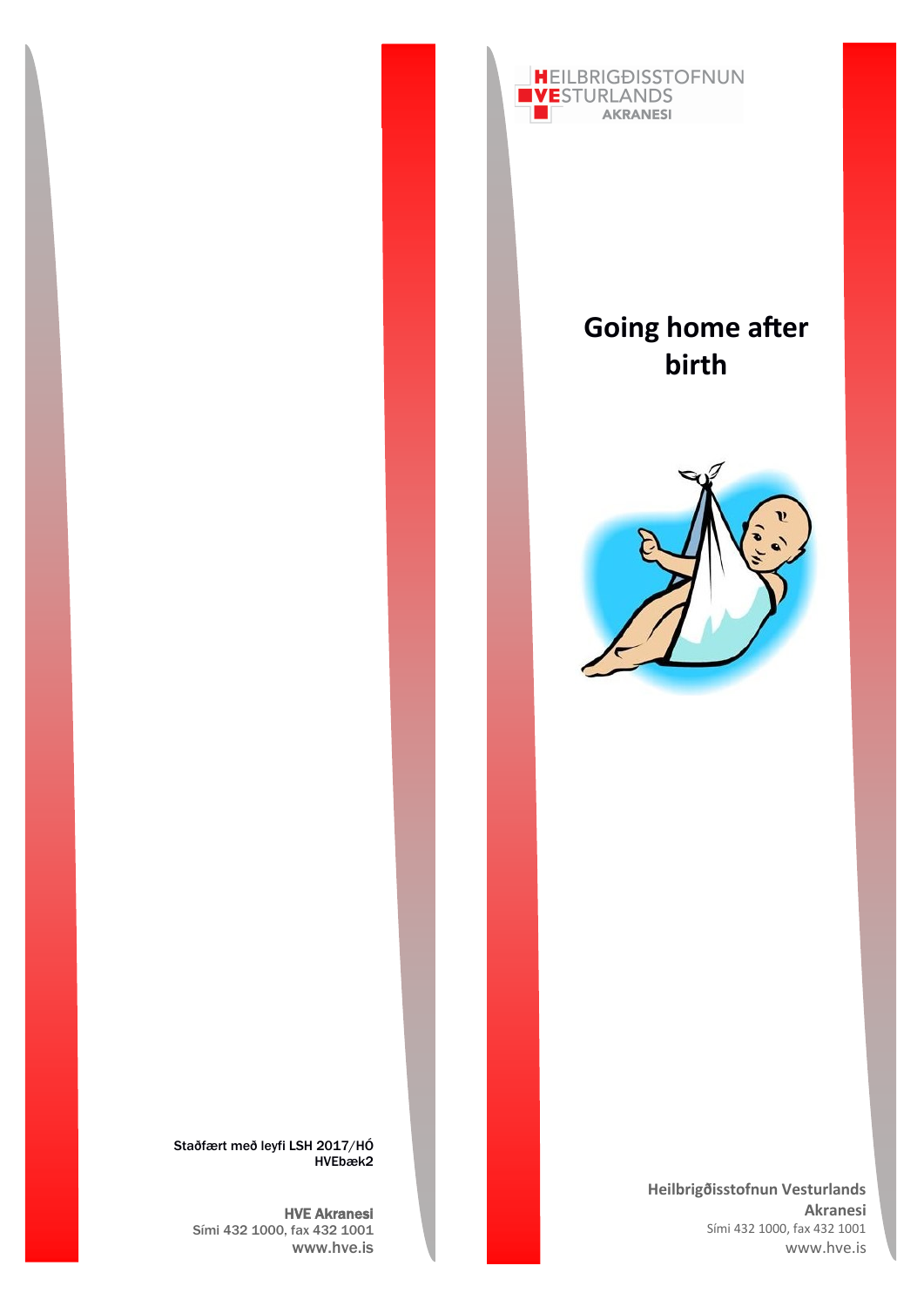Staðfært með leyfi LSH 2017/HÓ
HVEbæk2

**HVE Akranesi**
Sími 432 1000, fax 432 1001
www.hve.is

HEILBRIGÐISSTOFNUN
VESTURLANDS
AKRANESI

# Going home after birth

**Heilbrigðisstofnun Vesturlands**
**Akranesi**
Sími 432 1000, fax 432 1001
www.hve.is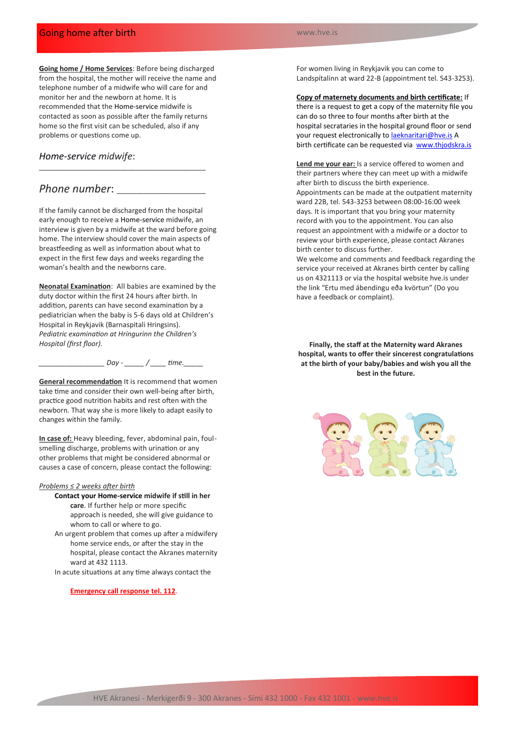**Going home / Home Services**: Before being discharged from the hospital, the mother will receive the name and telephone number of a midwife who will care for and monitor her and the newborn at home. It is recommended that the Home-service midwife is contacted as soon as possible after the family returns home so the first visit can be scheduled, also if any problems or questions come up.

*Home-service midwife*: ________________________________________

*Phone number*: __________________

If the family cannot be discharged from the hospital early enough to receive a Home-service midwife, an interview is given by a midwife at the ward before going home. The interview should cover the main aspects of breastfeeding as well as information about what to expect in the first few days and weeks regarding the woman's health and the newborns care.

**Neonatal Examination**: All babies are examined by the duty doctor within the first 24 hours after birth. In addition, parents can have second examination by a pediatrician when the baby is 5-6 days old at Children's Hospital in Reykjavik (Barnaspitali Hringsins). *Pediatric examination at Hringurinn the Children's Hospital (first floor).*

_________________ *Day* - _____ / ____ *time*._____

**General recommendation** It is recommend that women take time and consider their own well-being after birth, practice good nutrition habits and rest often with the newborn. That way she is more likely to adapt easily to changes within the family.

**In case of:** Heavy bleeding, fever, abdominal pain, foul-smelling discharge, problems with urination or any other problems that might be considered abnormal or causes a case of concern, please contact the following:

*Problems ≤ 2 weeks after birth*

**Contact your Home-service midwife if still in her care**. If further help or more specific approach is needed, she will give guidance to whom to call or where to go.

An urgent problem that comes up after a midwifery home service ends, or after the stay in the hospital, please contact the Akranes maternity ward at 432 1113.

In acute situations at any time always contact the

**Emergency call response tel. 112**.

For women living in Reykjavik you can come to Landspítalinn at ward 22-B (appointment tel. 543-3253).

**Copy of maternety documents and birth certificate:** If there is a request to get a copy of the maternity file you can do so three to four months after birth at the hospital secrataries in the hospital ground floor or send your request electronically to laeknaritari@hve.is A birth certificate can be requested via www.thjodskra.is

**Lend me your ear:** Is a service offered to women and their partners where they can meet up with a midwife after birth to discuss the birth experience. Appointments can be made at the outpatient maternity ward 22B, tel. 543-3253 between 08:00-16:00 week days. It is important that you bring your maternity record with you to the appointment. You can also request an appointment with a midwife or a doctor to review your birth experience, please contact Akranes birth center to discuss further.

We welcome and comments and feedback regarding the service your received at Akranes birth center by calling us on 4321113 or via the hospital website hve.is under the link "Ertu med ábendingu eða kvörtun" (Do you have a feedback or complaint).

**Finally, the staff at the Maternity ward Akranes hospital, wants to offer their sincerest congratulations at the birth of your baby/babies and wish you all the best in the future.**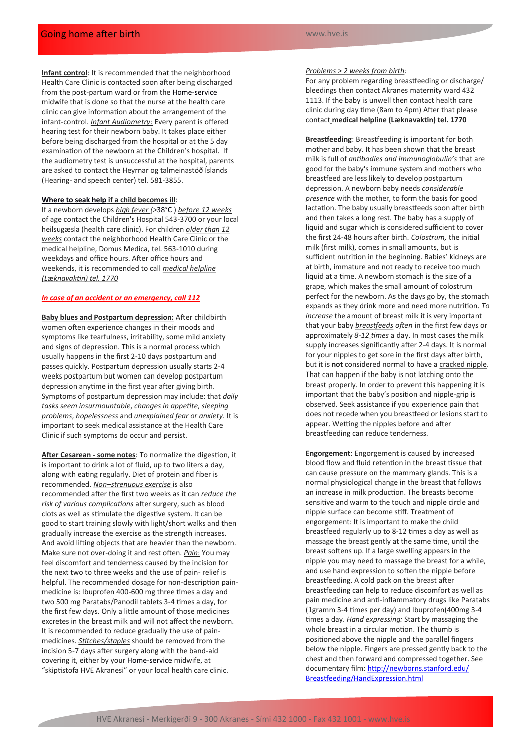**Infant control**: It is recommended that the neighborhood Health Care Clinic is contacted soon after being discharged from the post-partum ward or from the Home-service midwife that is done so that the nurse at the health care clinic can give information about the arrangement of the infant-control. *Infant Audiometry:* Every parent is offered hearing test for their newborn baby. It takes place either before being discharged from the hospital or at the 5 day examination of the newborn at the Children's hospital. If the audiometry test is unsuccessful at the hospital, parents are asked to contact the Heyrnar og talmeinastöð Íslands (Hearing- and speech center) tel. 581-3855.

**Where to seak help if a child becomes ill**:

If a newborn develops *high fever (*>38°C ) *before 12 weeks* of age contact the Children's Hospital 543-3700 or your local heilsugæsla (health care clinic). For children *older than 12 weeks* contact the neighborhood Health Care Clinic or the medical helpline, Domus Medica, tel. 563-1010 during weekdays and office hours. After office hours and weekends, it is recommended to call *medical helpline (Læknavaktin) tel. 1770*

*In case of an accident or an emergency, call 112*

**Baby blues and Postpartum depression:** After childbirth women often experience changes in their moods and symptoms like tearfulness, irritability, some mild anxiety and signs of depression. This is a normal process which usually happens in the first 2-10 days postpartum and passes quickly. Postpartum depression usually starts 2-4 weeks postpartum but women can develop postpartum depression anytime in the first year after giving birth. Symptoms of postpartum depression may include: that *daily tasks seem insurmountable*, *changes in appetite*, *sleeping problems*, *hopelessness* and *unexplained fear or anxiety*. It is important to seek medical assistance at the Health Care Clinic if such symptoms do occur and persist.

**After Cesarean - some notes**: To normalize the digestion, it is important to drink a lot of fluid, up to two liters a day, along with eating regularly. Diet of protein and fiber is recommended. *Non–strenuous exercise* is also recommended after the first two weeks as it can *reduce the risk of various complications* after surgery, such as blood clots as well as stimulate the digestive system. It can be good to start training slowly with light/short walks and then gradually increase the exercise as the strength increases. And avoid lifting objects that are heavier than the newborn. Make sure not over-doing it and rest often. *Pain:* You may feel discomfort and tenderness caused by the incision for the next two to three weeks and the use of pain- relief is helpful. The recommended dosage for non-description pain-medicine is: Ibuprofen 400-600 mg three times a day and two 500 mg Paratabs/Panodil tablets 3-4 times a day, for the first few days. Only a little amount of those medicines excretes in the breast milk and will not affect the newborn. It is recommended to reduce gradually the use of pain-medicines. *Stitches/staples* should be removed from the incision 5-7 days after surgery along with the band-aid covering it, either by your Home-service midwife, at "skiptistofa HVE Akranesi" or your local health care clinic.

*Problems > 2 weeks from birth:*

For any problem regarding breastfeeding or discharge/ bleedings then contact Akranes maternity ward 432 1113. If the baby is unwell then contact health care clinic during day time (8am to 4pm) After that please contact **medical helpline (Læknavaktin) tel. 1770**

**Breastfeeding**: Breastfeeding is important for both mother and baby. It has been shown that the breast milk is full of *antibodies and immunoglobulin's* that are good for the baby's immune system and mothers who breastfeed are less likely to develop postpartum depression. A newborn baby needs *considerable presence* with the mother, to form the basis for good lactation. The baby usually breastfeeds soon after birth and then takes a long rest. The baby has a supply of liquid and sugar which is considered sufficient to cover the first 24-48 hours after birth. *Colostrum,* the initial milk (first milk), comes in small amounts, but is sufficient nutrition in the beginning. Babies' kidneys are at birth, immature and not ready to receive too much liquid at a time. A newborn stomach is the size of a grape, which makes the small amount of colostrum perfect for the newborn. As the days go by, the stomach expands as they drink more and need more nutrition. *To increase* the amount of breast milk it is very important that your baby *breastfeeds often* in the first few days or approximately *8-12 times* a day. In most cases the milk supply increases significantly after 2-4 days. It is normal for your nipples to get sore in the first days after birth, but it is **not** considered normal to have a cracked nipple. That can happen if the baby is not latching onto the breast properly. In order to prevent this happening it is important that the baby's position and nipple-grip is observed. Seek assistance if you experience pain that does not recede when you breastfeed or lesions start to appear. Wetting the nipples before and after breastfeeding can reduce tenderness.

**Engorgement**: Engorgement is caused by increased blood flow and fluid retention in the breast tissue that can cause pressure on the mammary glands. This is a normal physiological change in the breast that follows an increase in milk production. The breasts become sensitive and warm to the touch and nipple circle and nipple surface can become stiff. Treatment of engorgement: It is important to make the child breastfeed regularly up to 8-12 times a day as well as massage the breast gently at the same time, until the breast softens up. If a large swelling appears in the nipple you may need to massage the breast for a while, and use hand expression to soften the nipple before breastfeeding. A cold pack on the breast after breastfeeding can help to reduce discomfort as well as pain medicine and anti-inflammatory drugs like Paratabs (1gramm 3-4 times per day) and Ibuprofen(400mg 3-4 times a day. *Hand expressing:* Start by massaging the whole breast in a circular motion. The thumb is positioned above the nipple and the parallel fingers below the nipple. Fingers are pressed gently back to the chest and then forward and compressed together. See documentary film: http://newborns.stanford.edu/Breastfeeding/HandExpression.html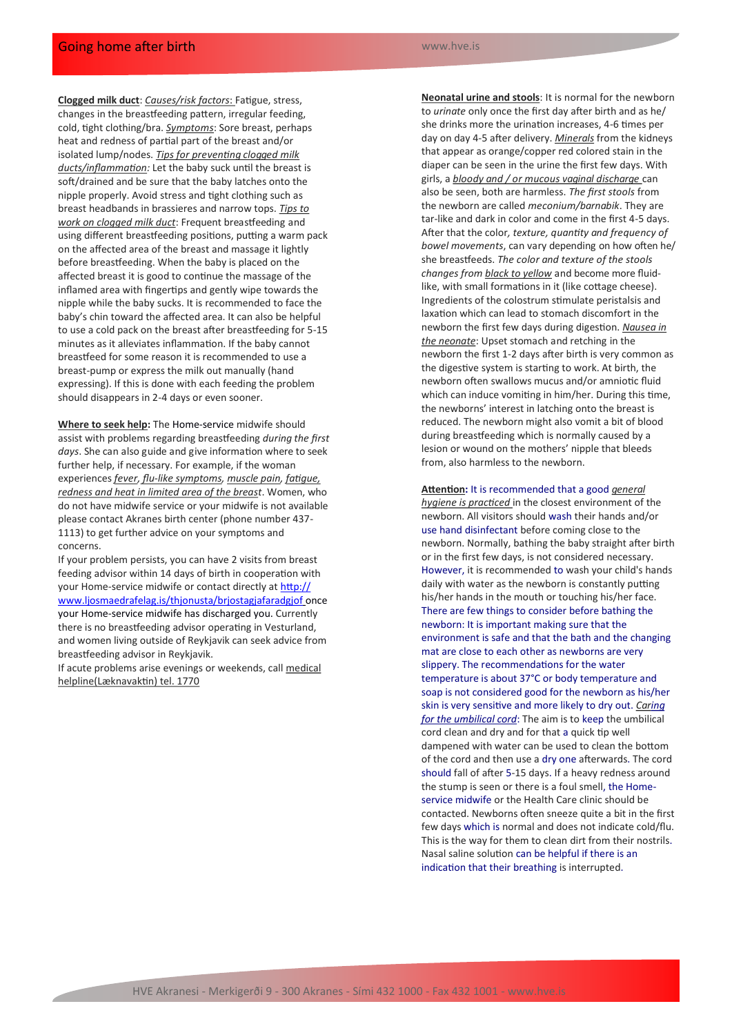**Clogged milk duct**: *Causes/risk factors*: Fatigue, stress, changes in the breastfeeding pattern, irregular feeding, cold, tight clothing/bra. *Symptoms*: Sore breast, perhaps heat and redness of partial part of the breast and/or isolated lump/nodes. *Tips for preventing clogged milk ducts/inflammation:* Let the baby suck until the breast is soft/drained and be sure that the baby latches onto the nipple properly. Avoid stress and tight clothing such as breast headbands in brassieres and narrow tops. *Tips to work on clogged milk duct*: Frequent breastfeeding and using different breastfeeding positions, putting a warm pack on the affected area of the breast and massage it lightly before breastfeeding. When the baby is placed on the affected breast it is good to continue the massage of the inflamed area with fingertips and gently wipe towards the nipple while the baby sucks. It is recommended to face the baby's chin toward the affected area. It can also be helpful to use a cold pack on the breast after breastfeeding for 5-15 minutes as it alleviates inflammation. If the baby cannot breastfeed for some reason it is recommended to use a breast-pump or express the milk out manually (hand expressing). If this is done with each feeding the problem should disappears in 2-4 days or even sooner.

**Where to seek help:** The Home-service midwife should assist with problems regarding breastfeeding *during the first days*. She can also guide and give information where to seek further help, if necessary. For example, if the woman experiences *fever, flu-like symptoms, muscle pain, fatigue, redness and heat in limited area of the breast*. Women, who do not have midwife service or your midwife is not available please contact Akranes birth center (phone number 437-1113) to get further advice on your symptoms and concerns.

If your problem persists, you can have 2 visits from breast feeding advisor within 14 days of birth in cooperation with your Home-service midwife or contact directly at http://www.ljosmaedrafelag.is/thjonusta/brjostagjafaradgjof once your Home-service midwife has discharged you. Currently there is no breastfeeding advisor operating in Vesturland, and women living outside of Reykjavik can seek advice from breastfeeding advisor in Reykjavik.

If acute problems arise evenings or weekends, call medical helpline(Læknavaktin) tel. 1770

**Neonatal urine and stools**: It is normal for the newborn to *urinate* only once the first day after birth and as he/she drinks more the urination increases, 4-6 times per day on day 4-5 after delivery. *Minerals* from the kidneys that appear as orange/copper red colored stain in the diaper can be seen in the urine the first few days. With girls, a *bloody and / or mucous vaginal discharge* can also be seen, both are harmless. *The first stools* from the newborn are called *meconium/barnabik*. They are tar-like and dark in color and come in the first 4-5 days. After that the color, *texture, quantity and frequency of bowel movements*, can vary depending on how often he/she breastfeeds. *The color and texture of the stools changes from black to yellow* and become more fluid-like, with small formations in it (like cottage cheese). Ingredients of the colostrum stimulate peristalsis and laxation which can lead to stomach discomfort in the newborn the first few days during digestion. *Nausea in the neonate*: Upset stomach and retching in the newborn the first 1-2 days after birth is very common as the digestive system is starting to work. At birth, the newborn often swallows mucus and/or amniotic fluid which can induce vomiting in him/her. During this time, the newborns' interest in latching onto the breast is reduced. The newborn might also vomit a bit of blood during breastfeeding which is normally caused by a lesion or wound on the mothers' nipple that bleeds from, also harmless to the newborn.

**Attention:** It is recommended that a good *general hygiene is practiced* in the closest environment of the newborn. All visitors should wash their hands and/or use hand disinfectant before coming close to the newborn. Normally, bathing the baby straight after birth or in the first few days, is not considered necessary. However, it is recommended to wash your child's hands daily with water as the newborn is constantly putting his/her hands in the mouth or touching his/her face. There are few things to consider before bathing the newborn: It is important making sure that the environment is safe and that the bath and the changing mat are close to each other as newborns are very slippery. The recommendations for the water temperature is about 37°C or body temperature and soap is not considered good for the newborn as his/her skin is very sensitive and more likely to dry out. *Caring for the umbilical cord*: The aim is to keep the umbilical cord clean and dry and for that a quick tip well dampened with water can be used to clean the bottom of the cord and then use a dry one afterwards. The cord should fall of after 5-15 days. If a heavy redness around the stump is seen or there is a foul smell, the Home-service midwife or the Health Care clinic should be contacted. Newborns often sneeze quite a bit in the first few days which is normal and does not indicate cold/flu. This is the way for them to clean dirt from their nostrils. Nasal saline solution can be helpful if there is an indication that their breathing is interrupted.